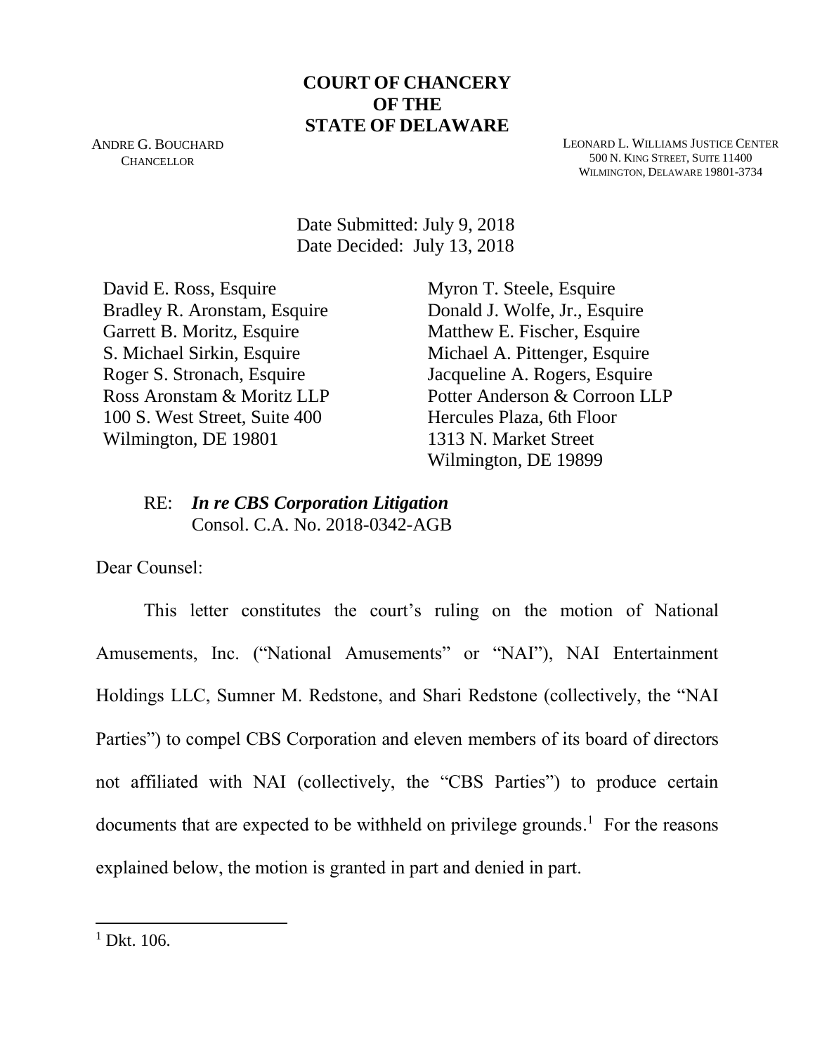**COURT OF CHANCERY**
**OF THE**
**STATE OF DELAWARE**

ANDRE G. BOUCHARD
CHANCELLOR

LEONARD L. WILLIAMS JUSTICE CENTER
500 N. KING STREET, SUITE 11400
WILMINGTON, DELAWARE 19801-3734

Date Submitted: July 9, 2018
Date Decided: July 13, 2018

David E. Ross, Esquire
Bradley R. Aronstam, Esquire
Garrett B. Moritz, Esquire
S. Michael Sirkin, Esquire
Roger S. Stronach, Esquire
Ross Aronstam & Moritz LLP
100 S. West Street, Suite 400
Wilmington, DE 19801

Myron T. Steele, Esquire
Donald J. Wolfe, Jr., Esquire
Matthew E. Fischer, Esquire
Michael A. Pittenger, Esquire
Jacqueline A. Rogers, Esquire
Potter Anderson & Corroon LLP
Hercules Plaza, 6th Floor
1313 N. Market Street
Wilmington, DE 19899

RE: ***In re CBS Corporation Litigation***
Consol. C.A. No. 2018-0342-AGB

Dear Counsel:

This letter constitutes the court's ruling on the motion of National Amusements, Inc. ("National Amusements" or "NAI"), NAI Entertainment Holdings LLC, Sumner M. Redstone, and Shari Redstone (collectively, the "NAI Parties") to compel CBS Corporation and eleven members of its board of directors not affiliated with NAI (collectively, the "CBS Parties") to produce certain documents that are expected to be withheld on privilege grounds.[1] For the reasons explained below, the motion is granted in part and denied in part.

[1] Dkt. 106.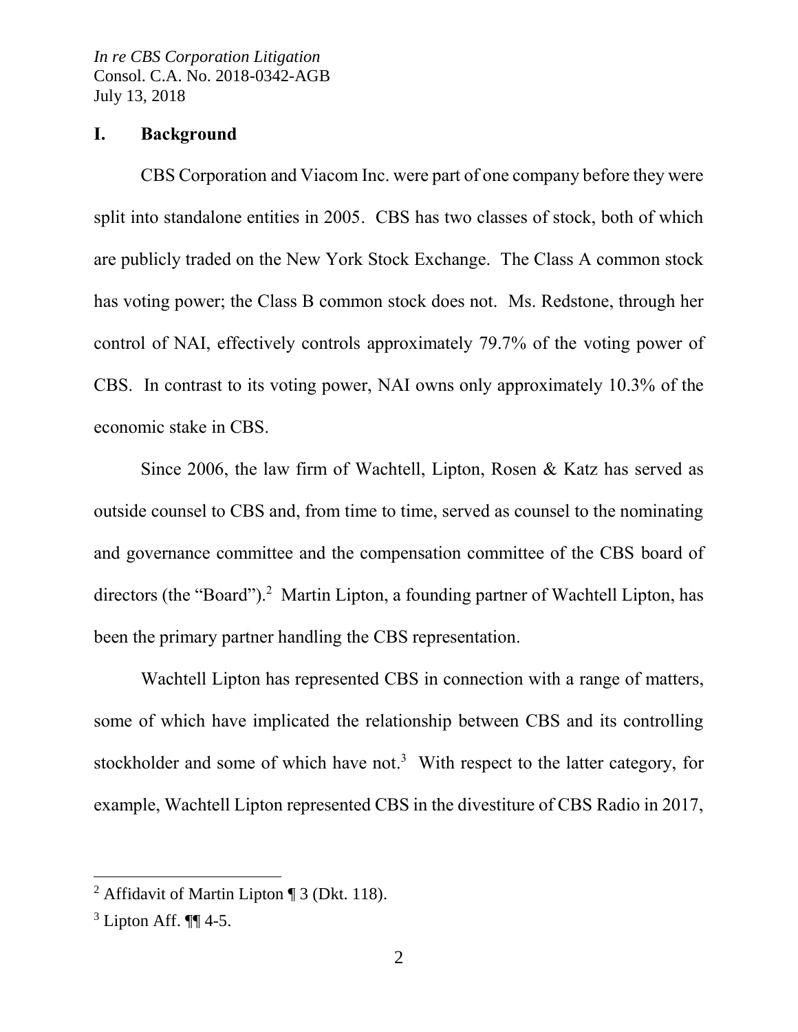## I. Background

CBS Corporation and Viacom Inc. were part of one company before they were split into standalone entities in 2005. CBS has two classes of stock, both of which are publicly traded on the New York Stock Exchange. The Class A common stock has voting power; the Class B common stock does not. Ms. Redstone, through her control of NAI, effectively controls approximately 79.7% of the voting power of CBS. In contrast to its voting power, NAI owns only approximately 10.3% of the economic stake in CBS.

Since 2006, the law firm of Wachtell, Lipton, Rosen & Katz has served as outside counsel to CBS and, from time to time, served as counsel to the nominating and governance committee and the compensation committee of the CBS board of directors (the "Board").[2] Martin Lipton, a founding partner of Wachtell Lipton, has been the primary partner handling the CBS representation.

Wachtell Lipton has represented CBS in connection with a range of matters, some of which have implicated the relationship between CBS and its controlling stockholder and some of which have not.[3] With respect to the latter category, for example, Wachtell Lipton represented CBS in the divestiture of CBS Radio in 2017,

---

[2] Affidavit of Martin Lipton ¶ 3 (Dkt. 118).

[3] Lipton Aff. ¶¶ 4-5.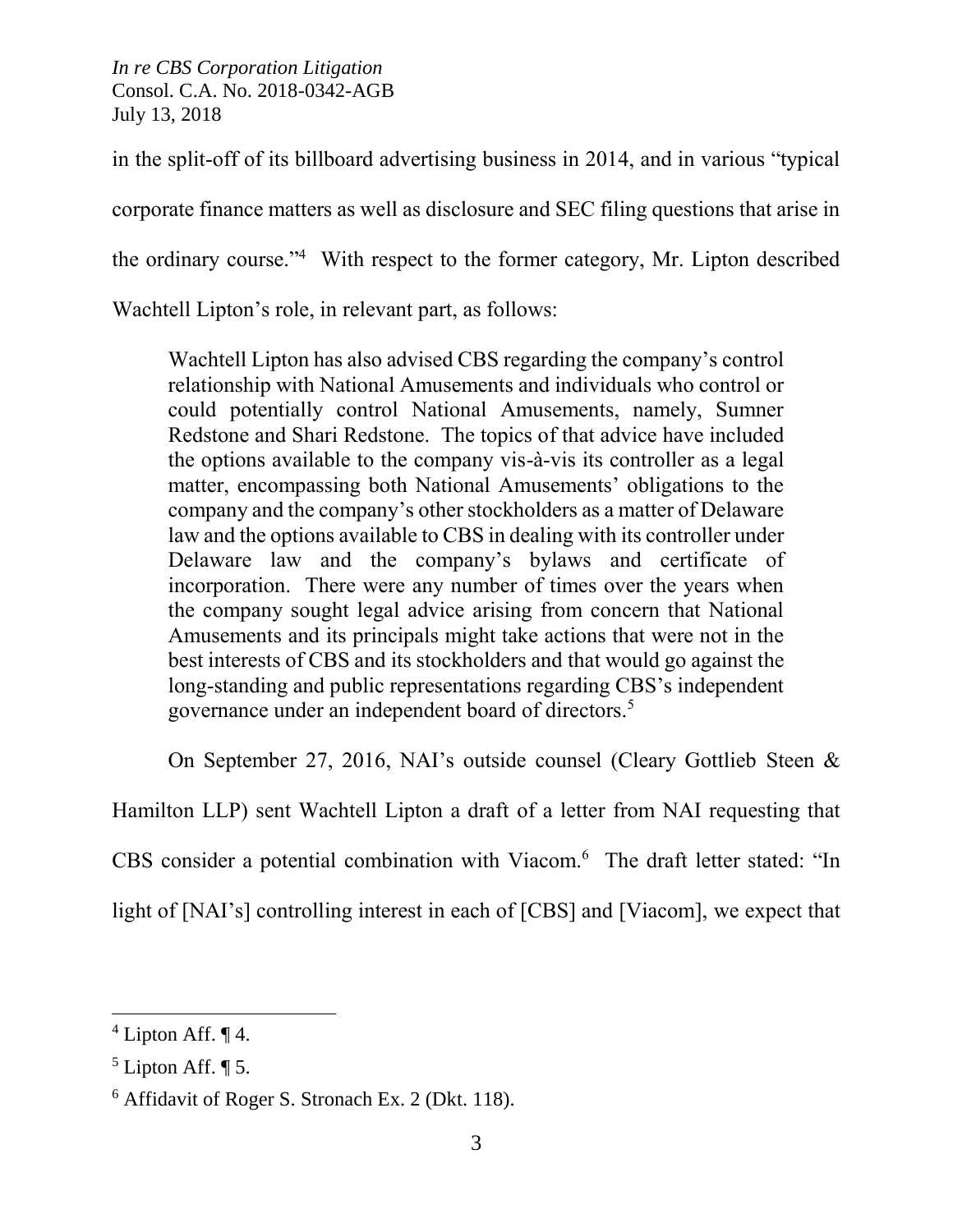in the split-off of its billboard advertising business in 2014, and in various "typical corporate finance matters as well as disclosure and SEC filing questions that arise in the ordinary course."[4] With respect to the former category, Mr. Lipton described Wachtell Lipton's role, in relevant part, as follows:

> Wachtell Lipton has also advised CBS regarding the company's control relationship with National Amusements and individuals who control or could potentially control National Amusements, namely, Sumner Redstone and Shari Redstone. The topics of that advice have included the options available to the company vis-à-vis its controller as a legal matter, encompassing both National Amusements' obligations to the company and the company's other stockholders as a matter of Delaware law and the options available to CBS in dealing with its controller under Delaware law and the company's bylaws and certificate of incorporation. There were any number of times over the years when the company sought legal advice arising from concern that National Amusements and its principals might take actions that were not in the best interests of CBS and its stockholders and that would go against the long-standing and public representations regarding CBS's independent governance under an independent board of directors.[5]

On September 27, 2016, NAI's outside counsel (Cleary Gottlieb Steen & Hamilton LLP) sent Wachtell Lipton a draft of a letter from NAI requesting that CBS consider a potential combination with Viacom.[6] The draft letter stated: "In light of [NAI's] controlling interest in each of [CBS] and [Viacom], we expect that

---

[4] Lipton Aff. ¶ 4.

[5] Lipton Aff. ¶ 5.

[6] Affidavit of Roger S. Stronach Ex. 2 (Dkt. 118).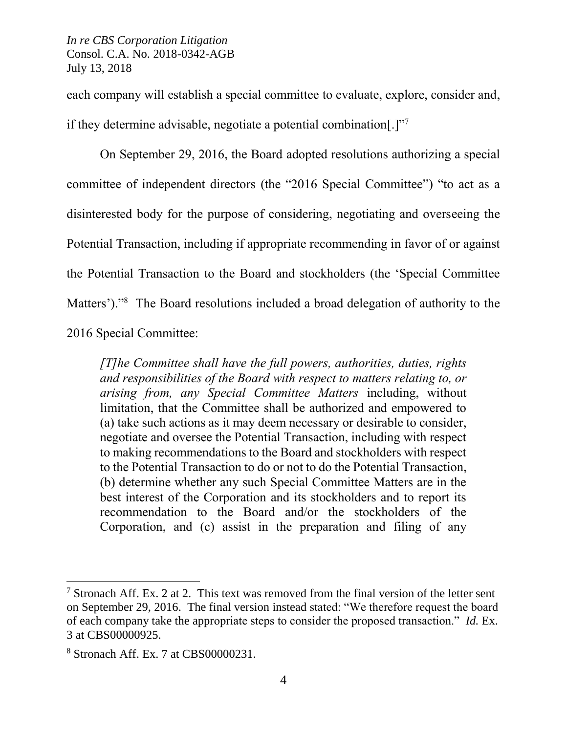each company will establish a special committee to evaluate, explore, consider and, if they determine advisable, negotiate a potential combination[.]"[7]

On September 29, 2016, the Board adopted resolutions authorizing a special committee of independent directors (the "2016 Special Committee") "to act as a disinterested body for the purpose of considering, negotiating and overseeing the Potential Transaction, including if appropriate recommending in favor of or against the Potential Transaction to the Board and stockholders (the 'Special Committee Matters')."[8] The Board resolutions included a broad delegation of authority to the 2016 Special Committee:

> *[T]he Committee shall have the full powers, authorities, duties, rights and responsibilities of the Board with respect to matters relating to, or arising from, any Special Committee Matters* including, without limitation, that the Committee shall be authorized and empowered to (a) take such actions as it may deem necessary or desirable to consider, negotiate and oversee the Potential Transaction, including with respect to making recommendations to the Board and stockholders with respect to the Potential Transaction to do or not to do the Potential Transaction, (b) determine whether any such Special Committee Matters are in the best interest of the Corporation and its stockholders and to report its recommendation to the Board and/or the stockholders of the Corporation, and (c) assist in the preparation and filing of any

---

[7] Stronach Aff. Ex. 2 at 2. This text was removed from the final version of the letter sent on September 29, 2016. The final version instead stated: "We therefore request the board of each company take the appropriate steps to consider the proposed transaction." *Id.* Ex. 3 at CBS00000925.

[8] Stronach Aff. Ex. 7 at CBS00000231.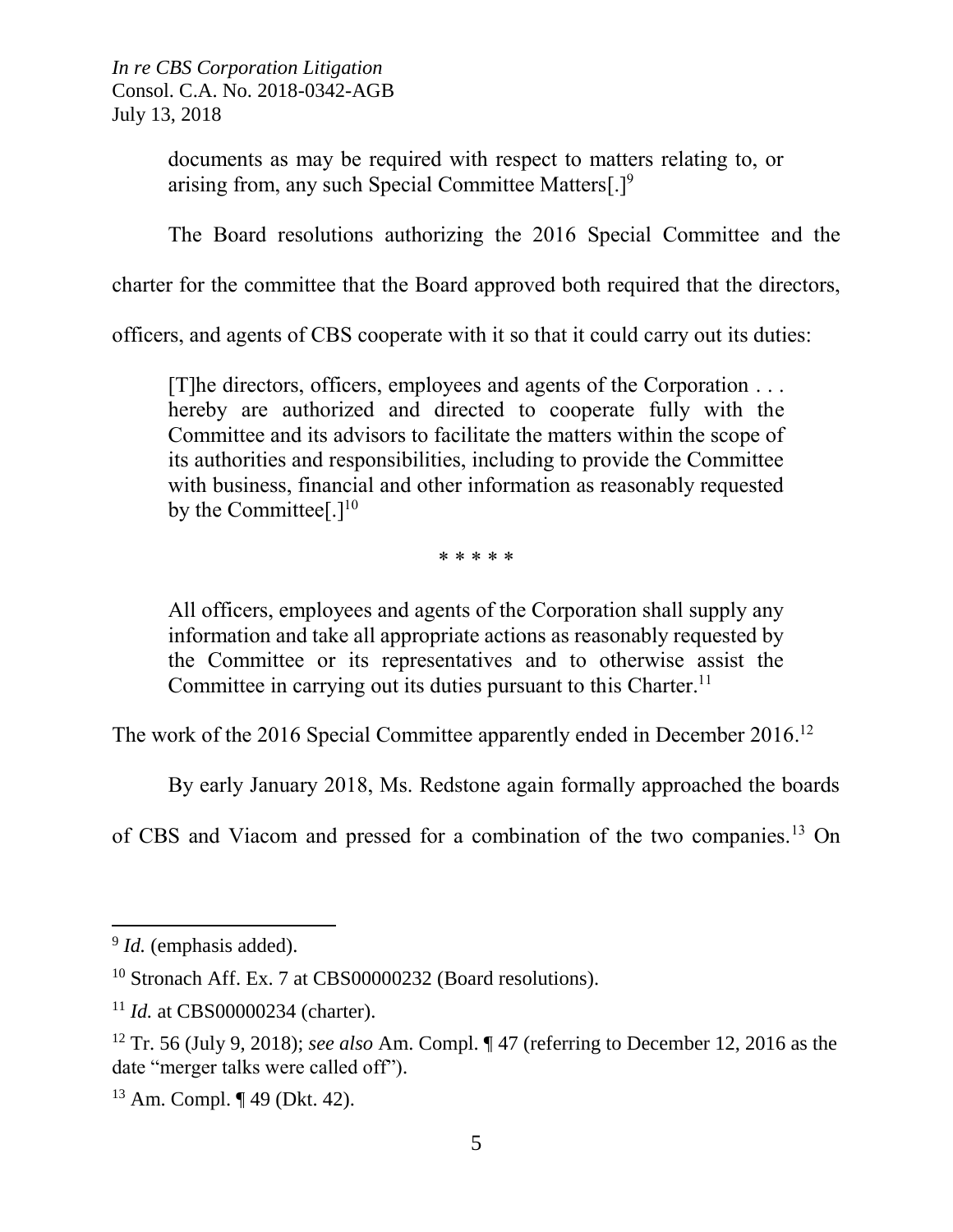> documents as may be required with respect to matters relating to, or arising from, any such Special Committee Matters[.][9]

The Board resolutions authorizing the 2016 Special Committee and the charter for the committee that the Board approved both required that the directors, officers, and agents of CBS cooperate with it so that it could carry out its duties:

> [T]he directors, officers, employees and agents of the Corporation . . . hereby are authorized and directed to cooperate fully with the Committee and its advisors to facilitate the matters within the scope of its authorities and responsibilities, including to provide the Committee with business, financial and other information as reasonably requested by the Committee[.][10]
>
> \* \* \* \* \*
>
> All officers, employees and agents of the Corporation shall supply any information and take all appropriate actions as reasonably requested by the Committee or its representatives and to otherwise assist the Committee in carrying out its duties pursuant to this Charter.[11]

The work of the 2016 Special Committee apparently ended in December 2016.[12]

By early January 2018, Ms. Redstone again formally approached the boards of CBS and Viacom and pressed for a combination of the two companies.[13] On

---

[9] *Id.* (emphasis added).

[10] Stronach Aff. Ex. 7 at CBS00000232 (Board resolutions).

[11] *Id.* at CBS00000234 (charter).

[12] Tr. 56 (July 9, 2018); *see also* Am. Compl. ¶ 47 (referring to December 12, 2016 as the date "merger talks were called off").

[13] Am. Compl. ¶ 49 (Dkt. 42).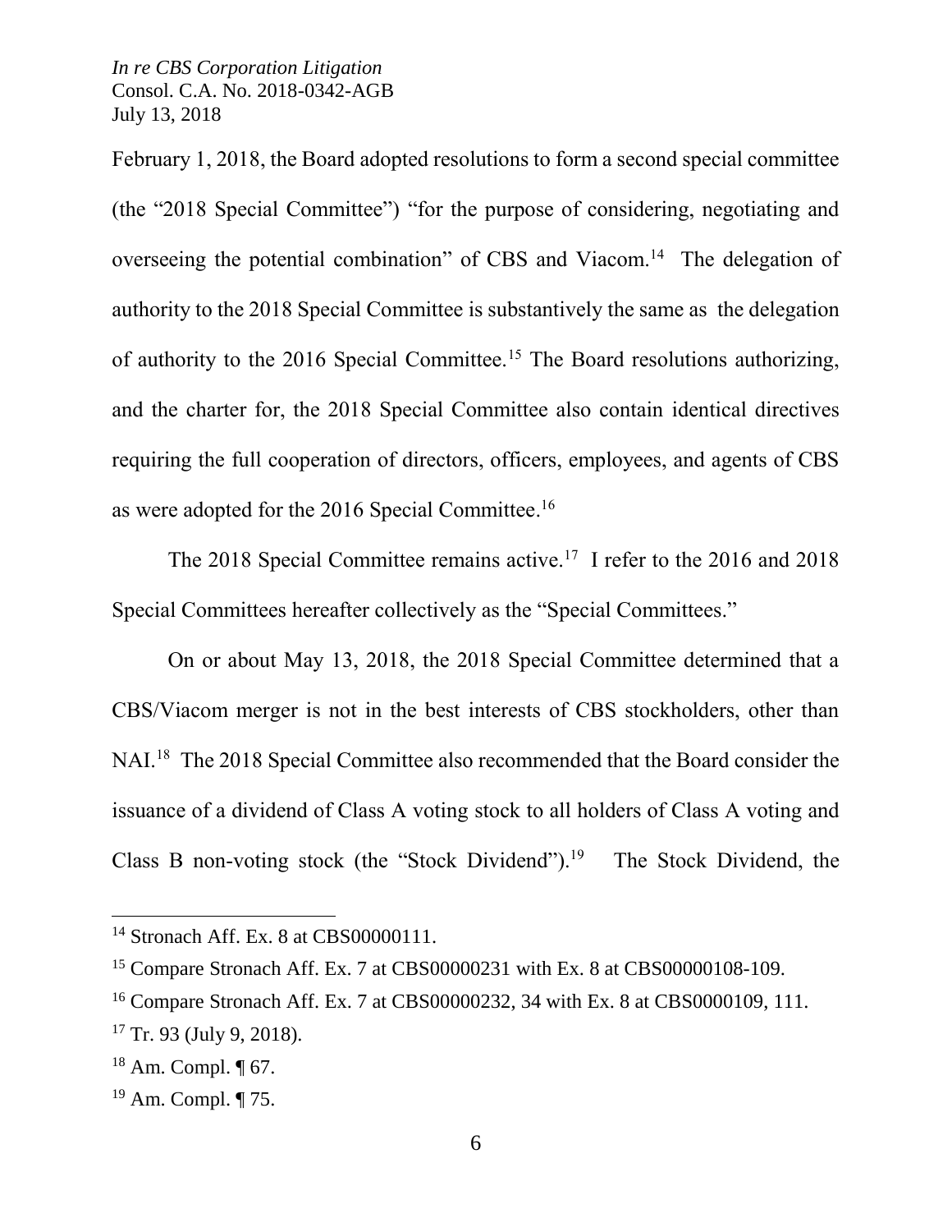February 1, 2018, the Board adopted resolutions to form a second special committee (the "2018 Special Committee") "for the purpose of considering, negotiating and overseeing the potential combination" of CBS and Viacom.[14] The delegation of authority to the 2018 Special Committee is substantively the same as the delegation of authority to the 2016 Special Committee.[15] The Board resolutions authorizing, and the charter for, the 2018 Special Committee also contain identical directives requiring the full cooperation of directors, officers, employees, and agents of CBS as were adopted for the 2016 Special Committee.[16]

The 2018 Special Committee remains active.[17] I refer to the 2016 and 2018 Special Committees hereafter collectively as the "Special Committees."

On or about May 13, 2018, the 2018 Special Committee determined that a CBS/Viacom merger is not in the best interests of CBS stockholders, other than NAI.[18] The 2018 Special Committee also recommended that the Board consider the issuance of a dividend of Class A voting stock to all holders of Class A voting and Class B non-voting stock (the "Stock Dividend").[19] The Stock Dividend, the

---

[14] Stronach Aff. Ex. 8 at CBS00000111.

[15] Compare Stronach Aff. Ex. 7 at CBS00000231 with Ex. 8 at CBS00000108-109.

[16] Compare Stronach Aff. Ex. 7 at CBS00000232, 34 with Ex. 8 at CBS0000109, 111.

[17] Tr. 93 (July 9, 2018).

[18] Am. Compl. ¶ 67.

[19] Am. Compl. ¶ 75.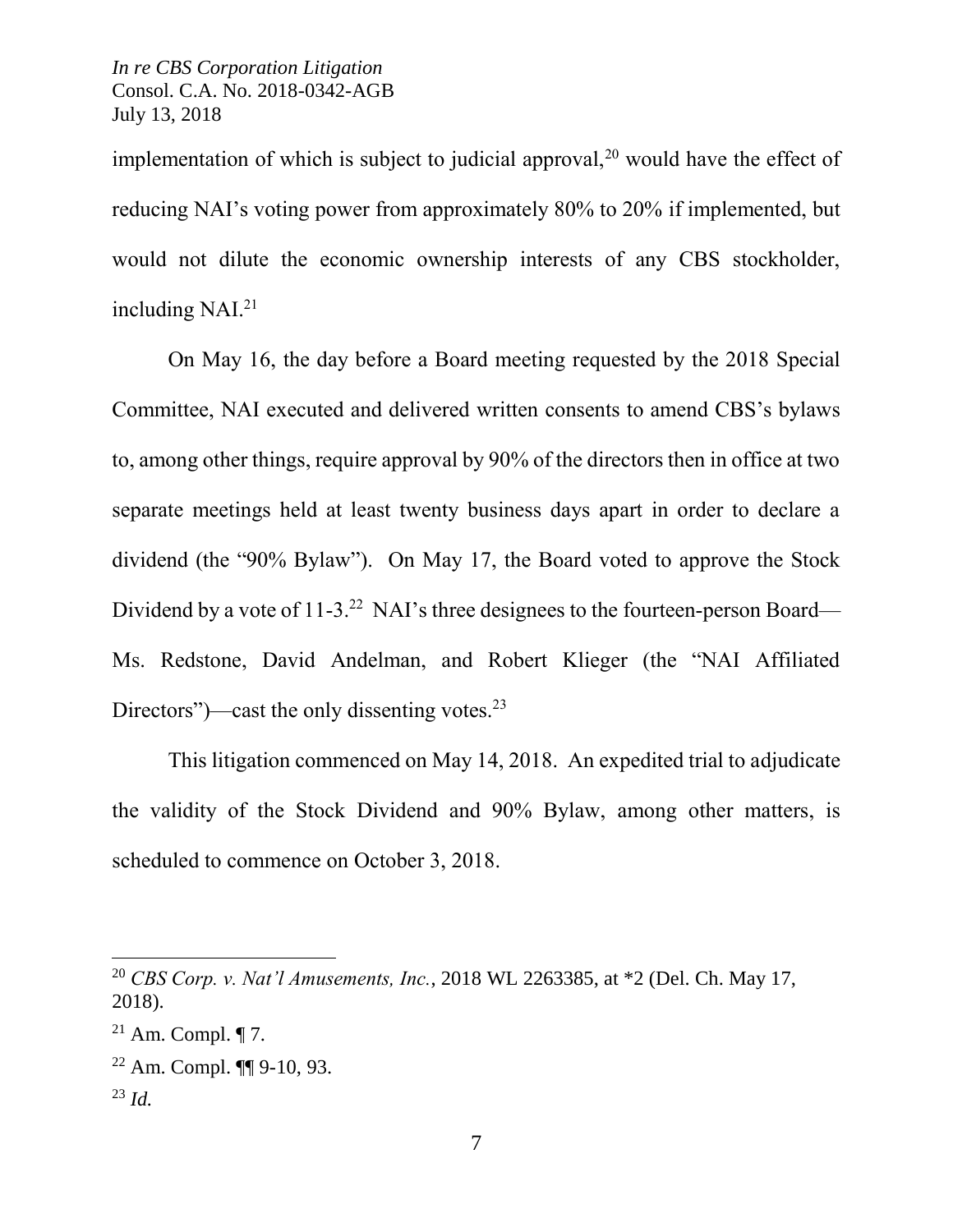implementation of which is subject to judicial approval,[20] would have the effect of reducing NAI's voting power from approximately 80% to 20% if implemented, but would not dilute the economic ownership interests of any CBS stockholder, including NAI.[21]

On May 16, the day before a Board meeting requested by the 2018 Special Committee, NAI executed and delivered written consents to amend CBS's bylaws to, among other things, require approval by 90% of the directors then in office at two separate meetings held at least twenty business days apart in order to declare a dividend (the "90% Bylaw"). On May 17, the Board voted to approve the Stock Dividend by a vote of 11-3.[22] NAI's three designees to the fourteen-person Board—Ms. Redstone, David Andelman, and Robert Klieger (the "NAI Affiliated Directors")—cast the only dissenting votes.[23]

This litigation commenced on May 14, 2018. An expedited trial to adjudicate the validity of the Stock Dividend and 90% Bylaw, among other matters, is scheduled to commence on October 3, 2018.

---

[20] *CBS Corp. v. Nat'l Amusements, Inc.*, 2018 WL 2263385, at *2 (Del. Ch. May 17, 2018).

[21] Am. Compl. ¶ 7.

[22] Am. Compl. ¶¶ 9-10, 93.

[23] *Id.*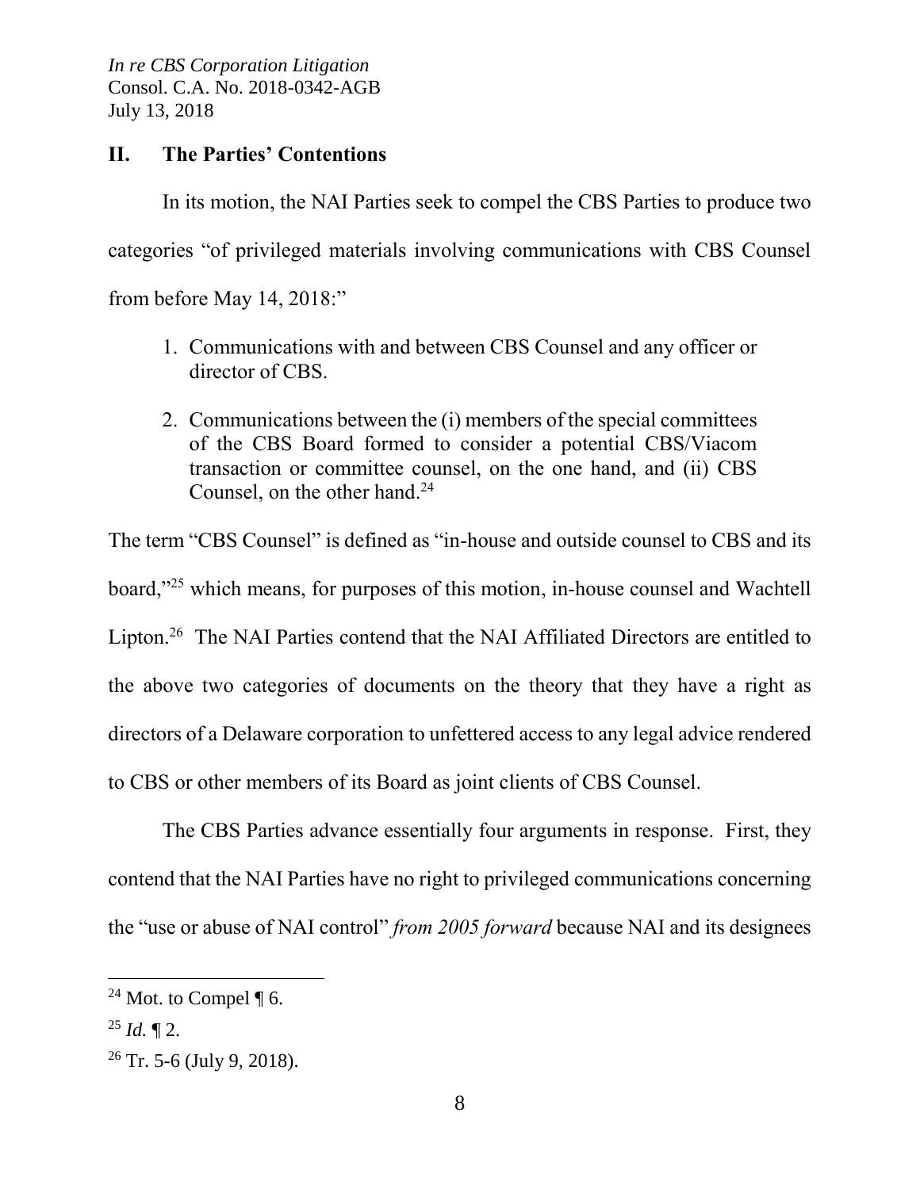## II. The Parties' Contentions

In its motion, the NAI Parties seek to compel the CBS Parties to produce two categories "of privileged materials involving communications with CBS Counsel from before May 14, 2018:"

1. Communications with and between CBS Counsel and any officer or director of CBS.
2. Communications between the (i) members of the special committees of the CBS Board formed to consider a potential CBS/Viacom transaction or committee counsel, on the one hand, and (ii) CBS Counsel, on the other hand.[24]

The term "CBS Counsel" is defined as "in-house and outside counsel to CBS and its board,"[25] which means, for purposes of this motion, in-house counsel and Wachtell Lipton.[26] The NAI Parties contend that the NAI Affiliated Directors are entitled to the above two categories of documents on the theory that they have a right as directors of a Delaware corporation to unfettered access to any legal advice rendered to CBS or other members of its Board as joint clients of CBS Counsel.

The CBS Parties advance essentially four arguments in response. First, they contend that the NAI Parties have no right to privileged communications concerning the "use or abuse of NAI control" *from 2005 forward* because NAI and its designees

---

[24] Mot. to Compel ¶ 6.

[25] *Id.* ¶ 2.

[26] Tr. 5-6 (July 9, 2018).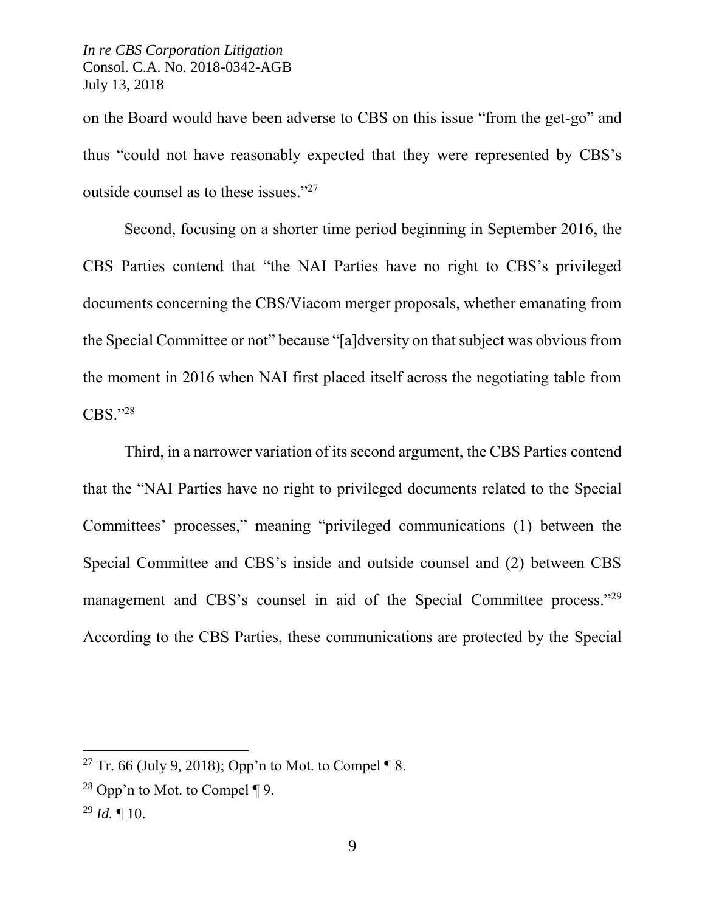on the Board would have been adverse to CBS on this issue "from the get-go" and thus "could not have reasonably expected that they were represented by CBS's outside counsel as to these issues."[27]

Second, focusing on a shorter time period beginning in September 2016, the CBS Parties contend that "the NAI Parties have no right to CBS's privileged documents concerning the CBS/Viacom merger proposals, whether emanating from the Special Committee or not" because "[a]dversity on that subject was obvious from the moment in 2016 when NAI first placed itself across the negotiating table from CBS."[28]

Third, in a narrower variation of its second argument, the CBS Parties contend that the "NAI Parties have no right to privileged documents related to the Special Committees' processes," meaning "privileged communications (1) between the Special Committee and CBS's inside and outside counsel and (2) between CBS management and CBS's counsel in aid of the Special Committee process."[29] According to the CBS Parties, these communications are protected by the Special

---

[27] Tr. 66 (July 9, 2018); Opp'n to Mot. to Compel ¶ 8.

[28] Opp'n to Mot. to Compel ¶ 9.

[29] *Id.* ¶ 10.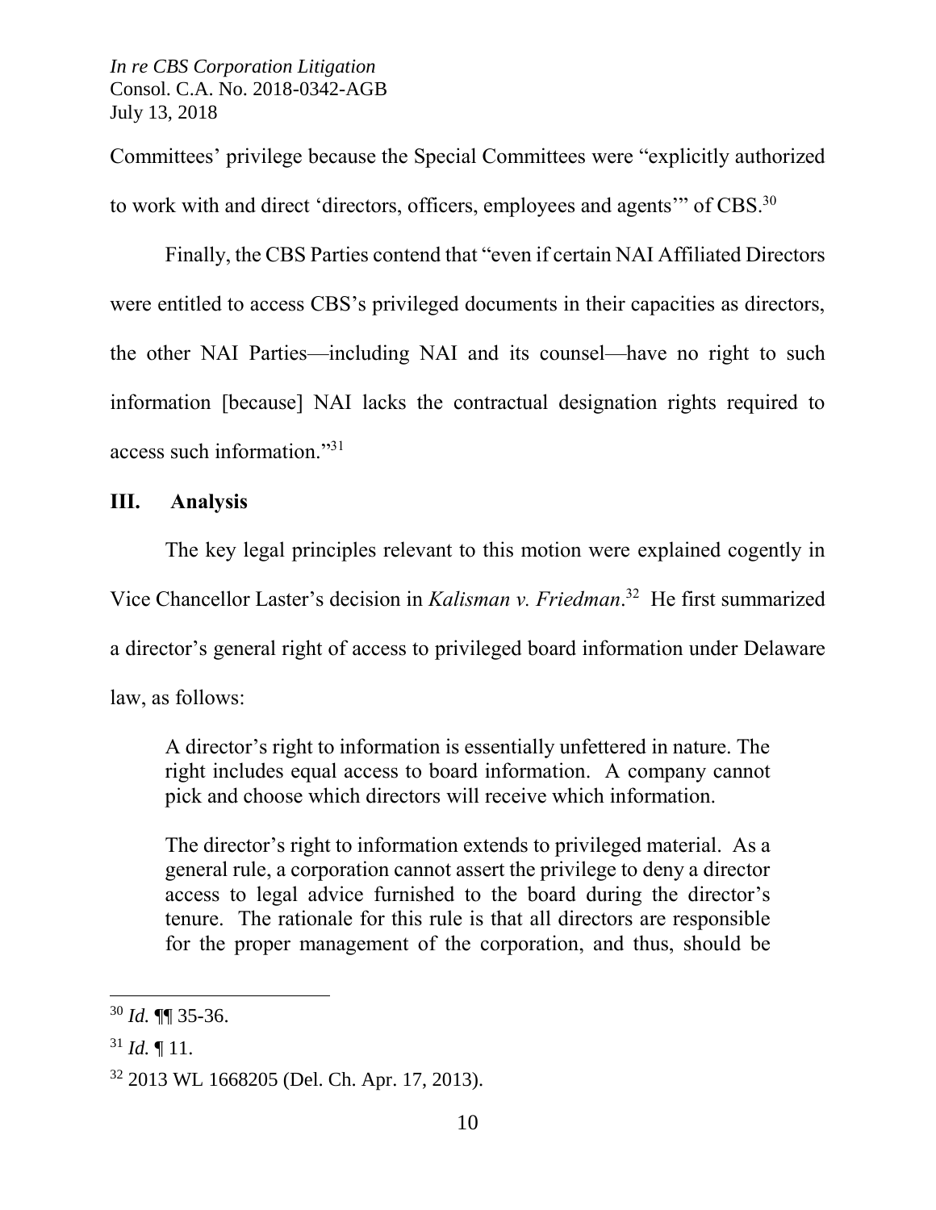Committees' privilege because the Special Committees were "explicitly authorized to work with and direct 'directors, officers, employees and agents'" of CBS.[30]

Finally, the CBS Parties contend that "even if certain NAI Affiliated Directors were entitled to access CBS's privileged documents in their capacities as directors, the other NAI Parties—including NAI and its counsel—have no right to such information [because] NAI lacks the contractual designation rights required to access such information."[31]

## III. Analysis

The key legal principles relevant to this motion were explained cogently in Vice Chancellor Laster's decision in *Kalisman v. Friedman*.[32] He first summarized a director's general right of access to privileged board information under Delaware law, as follows:

> A director's right to information is essentially unfettered in nature. The right includes equal access to board information. A company cannot pick and choose which directors will receive which information.
>
> The director's right to information extends to privileged material. As a general rule, a corporation cannot assert the privilege to deny a director access to legal advice furnished to the board during the director's tenure. The rationale for this rule is that all directors are responsible for the proper management of the corporation, and thus, should be

---

[30] *Id.* ¶¶ 35-36.

[31] *Id.* ¶ 11.

[32] 2013 WL 1668205 (Del. Ch. Apr. 17, 2013).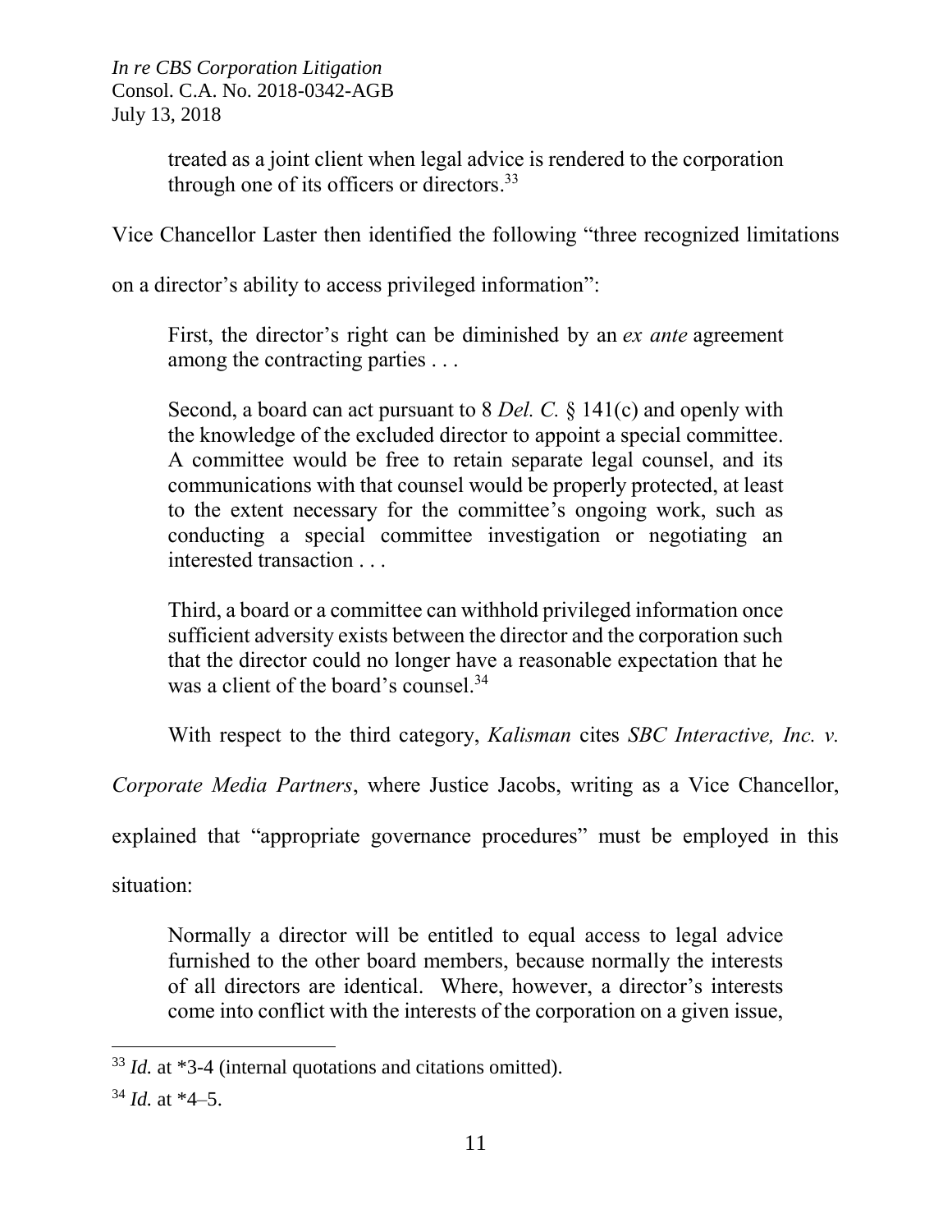treated as a joint client when legal advice is rendered to the corporation through one of its officers or directors.[33]

Vice Chancellor Laster then identified the following "three recognized limitations on a director's ability to access privileged information":

> First, the director's right can be diminished by an *ex ante* agreement among the contracting parties . . .
>
> Second, a board can act pursuant to 8 *Del. C.* § 141(c) and openly with the knowledge of the excluded director to appoint a special committee. A committee would be free to retain separate legal counsel, and its communications with that counsel would be properly protected, at least to the extent necessary for the committee's ongoing work, such as conducting a special committee investigation or negotiating an interested transaction . . .
>
> Third, a board or a committee can withhold privileged information once sufficient adversity exists between the director and the corporation such that the director could no longer have a reasonable expectation that he was a client of the board's counsel.[34]

With respect to the third category, *Kalisman* cites *SBC Interactive, Inc. v. Corporate Media Partners*, where Justice Jacobs, writing as a Vice Chancellor, explained that "appropriate governance procedures" must be employed in this situation:

> Normally a director will be entitled to equal access to legal advice furnished to the other board members, because normally the interests of all directors are identical. Where, however, a director's interests come into conflict with the interests of the corporation on a given issue,

---

[33] *Id.* at *3-4 (internal quotations and citations omitted).

[34] *Id.* at *4–5.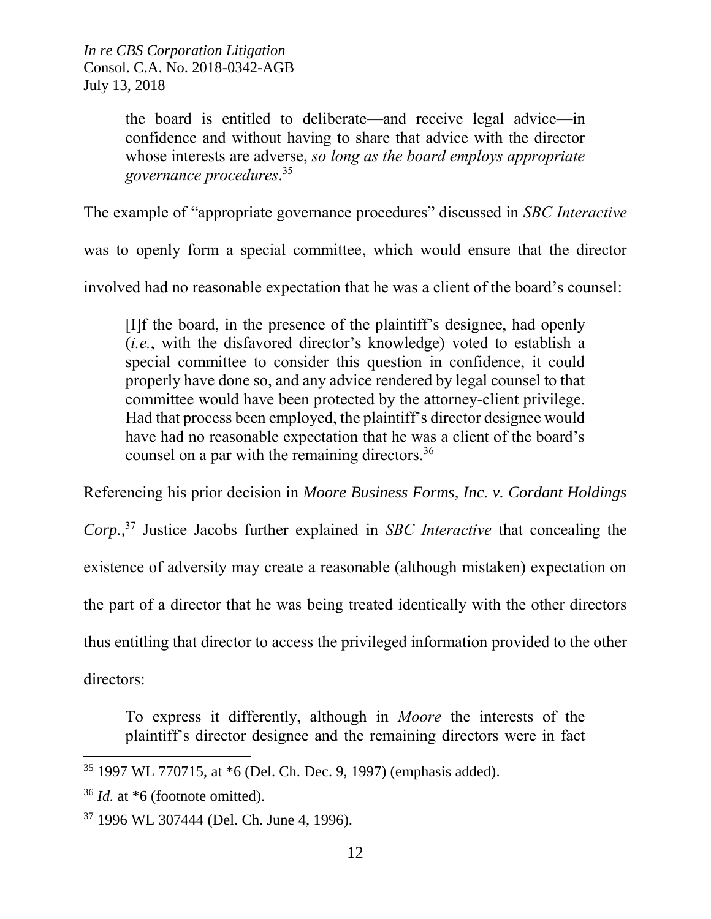> the board is entitled to deliberate—and receive legal advice—in confidence and without having to share that advice with the director whose interests are adverse, *so long as the board employs appropriate governance procedures*.[35]

The example of "appropriate governance procedures" discussed in *SBC Interactive* was to openly form a special committee, which would ensure that the director involved had no reasonable expectation that he was a client of the board's counsel:

> [I]f the board, in the presence of the plaintiff's designee, had openly (*i.e.*, with the disfavored director's knowledge) voted to establish a special committee to consider this question in confidence, it could properly have done so, and any advice rendered by legal counsel to that committee would have been protected by the attorney-client privilege. Had that process been employed, the plaintiff's director designee would have had no reasonable expectation that he was a client of the board's counsel on a par with the remaining directors.[36]

Referencing his prior decision in *Moore Business Forms, Inc. v. Cordant Holdings Corp.*,[37] Justice Jacobs further explained in *SBC Interactive* that concealing the existence of adversity may create a reasonable (although mistaken) expectation on the part of a director that he was being treated identically with the other directors thus entitling that director to access the privileged information provided to the other directors:

> To express it differently, although in *Moore* the interests of the plaintiff's director designee and the remaining directors were in fact

---

[35] 1997 WL 770715, at *6 (Del. Ch. Dec. 9, 1997) (emphasis added).

[36] *Id.* at *6 (footnote omitted).

[37] 1996 WL 307444 (Del. Ch. June 4, 1996).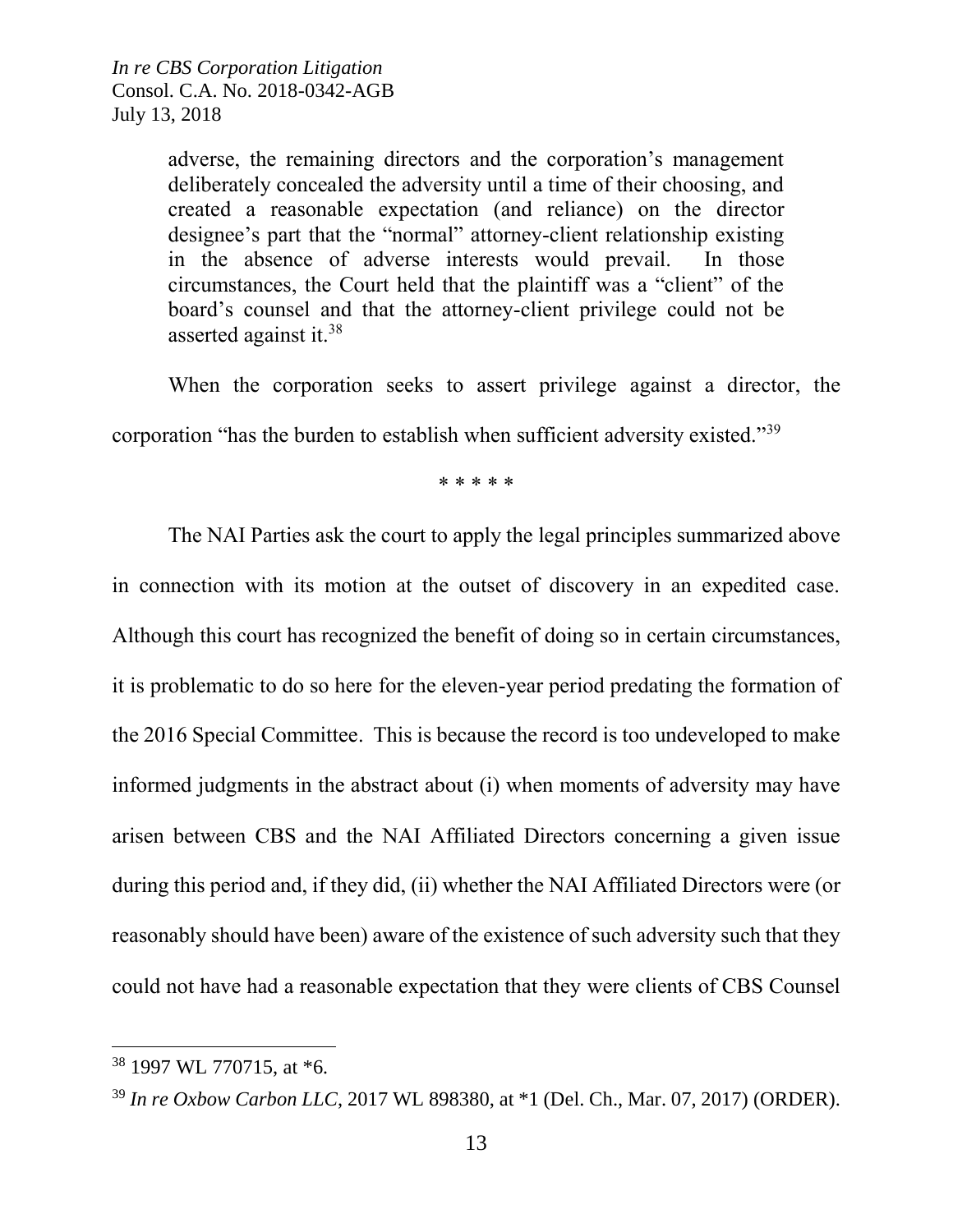> adverse, the remaining directors and the corporation's management deliberately concealed the adversity until a time of their choosing, and created a reasonable expectation (and reliance) on the director designee's part that the "normal" attorney-client relationship existing in the absence of adverse interests would prevail. In those circumstances, the Court held that the plaintiff was a "client" of the board's counsel and that the attorney-client privilege could not be asserted against it.[38]

When the corporation seeks to assert privilege against a director, the corporation "has the burden to establish when sufficient adversity existed."[39]

\* \* \* \* \*

The NAI Parties ask the court to apply the legal principles summarized above in connection with its motion at the outset of discovery in an expedited case. Although this court has recognized the benefit of doing so in certain circumstances, it is problematic to do so here for the eleven-year period predating the formation of the 2016 Special Committee. This is because the record is too undeveloped to make informed judgments in the abstract about (i) when moments of adversity may have arisen between CBS and the NAI Affiliated Directors concerning a given issue during this period and, if they did, (ii) whether the NAI Affiliated Directors were (or reasonably should have been) aware of the existence of such adversity such that they could not have had a reasonable expectation that they were clients of CBS Counsel

---

[38] 1997 WL 770715, at \*6.

[39] *In re Oxbow Carbon LLC*, 2017 WL 898380, at \*1 (Del. Ch., Mar. 07, 2017) (ORDER).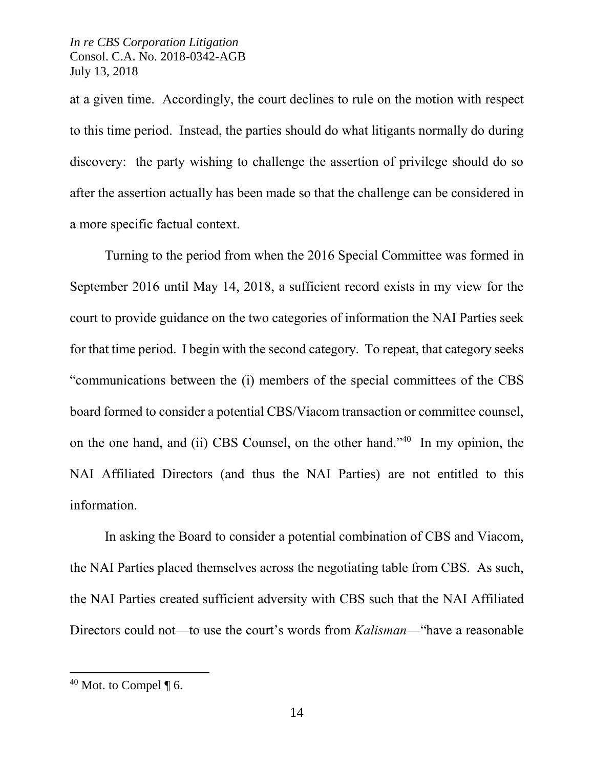at a given time. Accordingly, the court declines to rule on the motion with respect to this time period. Instead, the parties should do what litigants normally do during discovery: the party wishing to challenge the assertion of privilege should do so after the assertion actually has been made so that the challenge can be considered in a more specific factual context.

Turning to the period from when the 2016 Special Committee was formed in September 2016 until May 14, 2018, a sufficient record exists in my view for the court to provide guidance on the two categories of information the NAI Parties seek for that time period. I begin with the second category. To repeat, that category seeks "communications between the (i) members of the special committees of the CBS board formed to consider a potential CBS/Viacom transaction or committee counsel, on the one hand, and (ii) CBS Counsel, on the other hand."[40] In my opinion, the NAI Affiliated Directors (and thus the NAI Parties) are not entitled to this information.

In asking the Board to consider a potential combination of CBS and Viacom, the NAI Parties placed themselves across the negotiating table from CBS. As such, the NAI Parties created sufficient adversity with CBS such that the NAI Affiliated Directors could not—to use the court's words from *Kalisman*—"have a reasonable

[40] Mot. to Compel ¶ 6.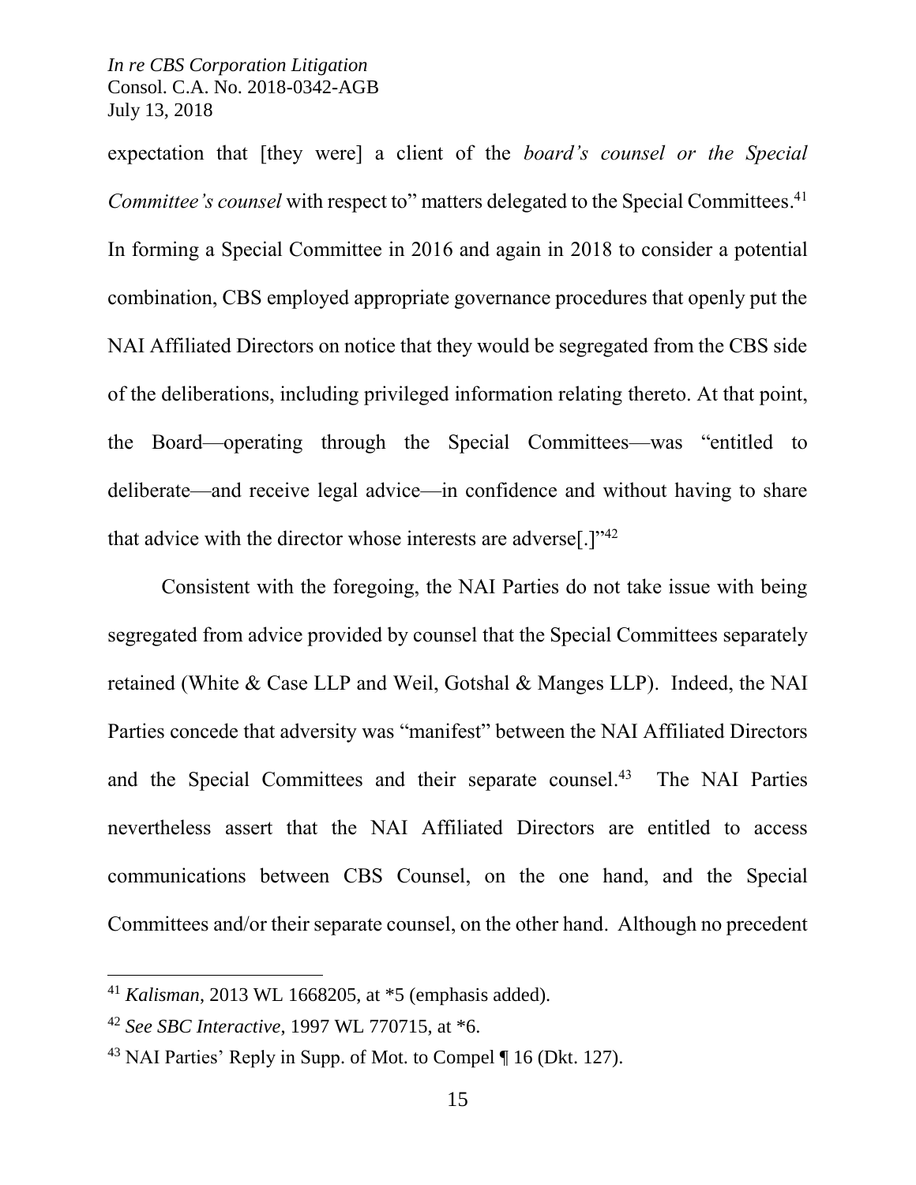expectation that [they were] a client of the *board's counsel or the Special Committee's counsel* with respect to" matters delegated to the Special Committees.[41] In forming a Special Committee in 2016 and again in 2018 to consider a potential combination, CBS employed appropriate governance procedures that openly put the NAI Affiliated Directors on notice that they would be segregated from the CBS side of the deliberations, including privileged information relating thereto. At that point, the Board—operating through the Special Committees—was "entitled to deliberate—and receive legal advice—in confidence and without having to share that advice with the director whose interests are adverse[.]"[42]

Consistent with the foregoing, the NAI Parties do not take issue with being segregated from advice provided by counsel that the Special Committees separately retained (White & Case LLP and Weil, Gotshal & Manges LLP). Indeed, the NAI Parties concede that adversity was "manifest" between the NAI Affiliated Directors and the Special Committees and their separate counsel.[43] The NAI Parties nevertheless assert that the NAI Affiliated Directors are entitled to access communications between CBS Counsel, on the one hand, and the Special Committees and/or their separate counsel, on the other hand. Although no precedent

---

[41] *Kalisman*, 2013 WL 1668205, at *5 (emphasis added).

[42] *See SBC Interactive*, 1997 WL 770715, at *6.

[43] NAI Parties' Reply in Supp. of Mot. to Compel ¶ 16 (Dkt. 127).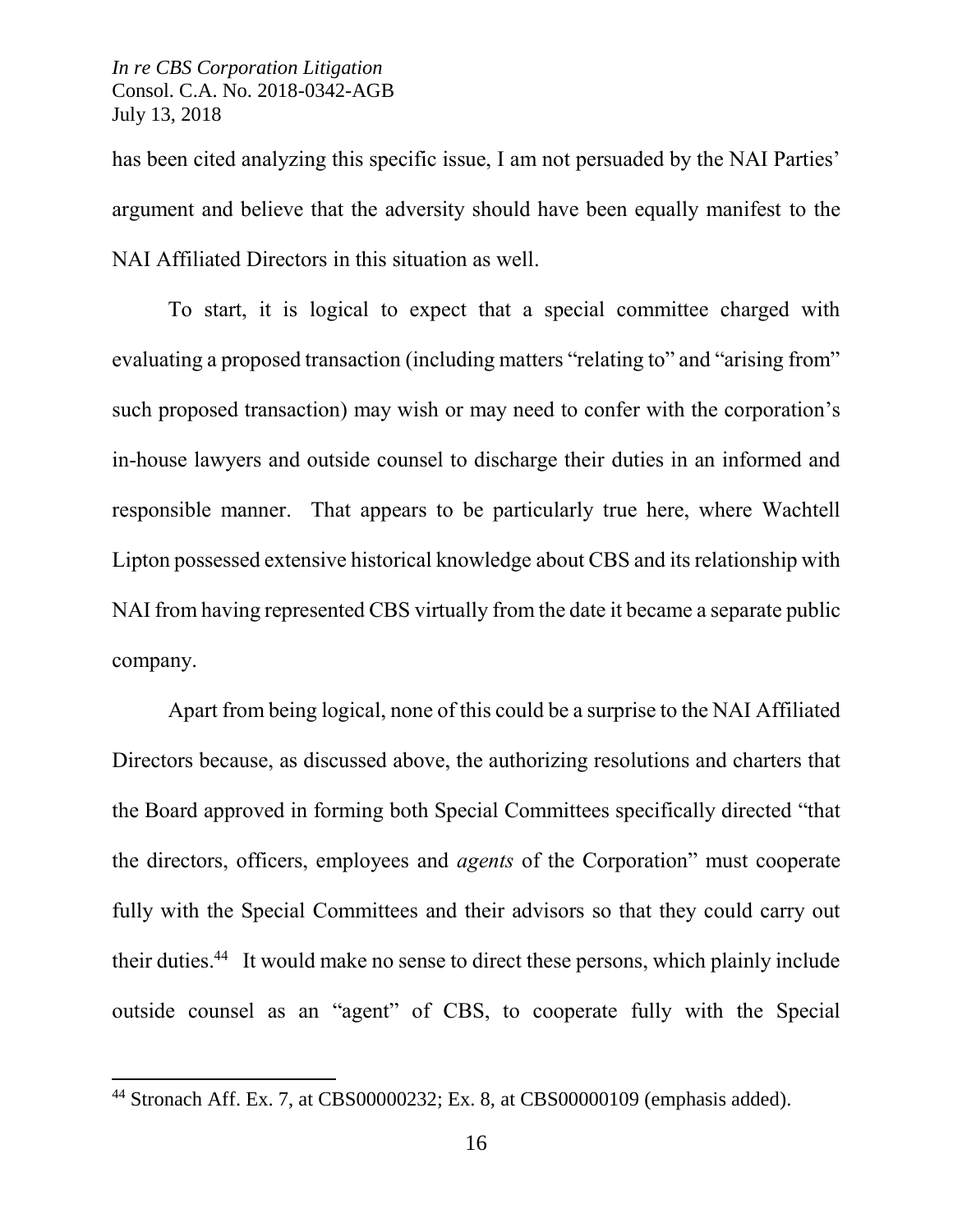has been cited analyzing this specific issue, I am not persuaded by the NAI Parties' argument and believe that the adversity should have been equally manifest to the NAI Affiliated Directors in this situation as well.

To start, it is logical to expect that a special committee charged with evaluating a proposed transaction (including matters "relating to" and "arising from" such proposed transaction) may wish or may need to confer with the corporation's in-house lawyers and outside counsel to discharge their duties in an informed and responsible manner. That appears to be particularly true here, where Wachtell Lipton possessed extensive historical knowledge about CBS and its relationship with NAI from having represented CBS virtually from the date it became a separate public company.

Apart from being logical, none of this could be a surprise to the NAI Affiliated Directors because, as discussed above, the authorizing resolutions and charters that the Board approved in forming both Special Committees specifically directed "that the directors, officers, employees and *agents* of the Corporation" must cooperate fully with the Special Committees and their advisors so that they could carry out their duties.[44] It would make no sense to direct these persons, which plainly include outside counsel as an "agent" of CBS, to cooperate fully with the Special

[44] Stronach Aff. Ex. 7, at CBS00000232; Ex. 8, at CBS00000109 (emphasis added).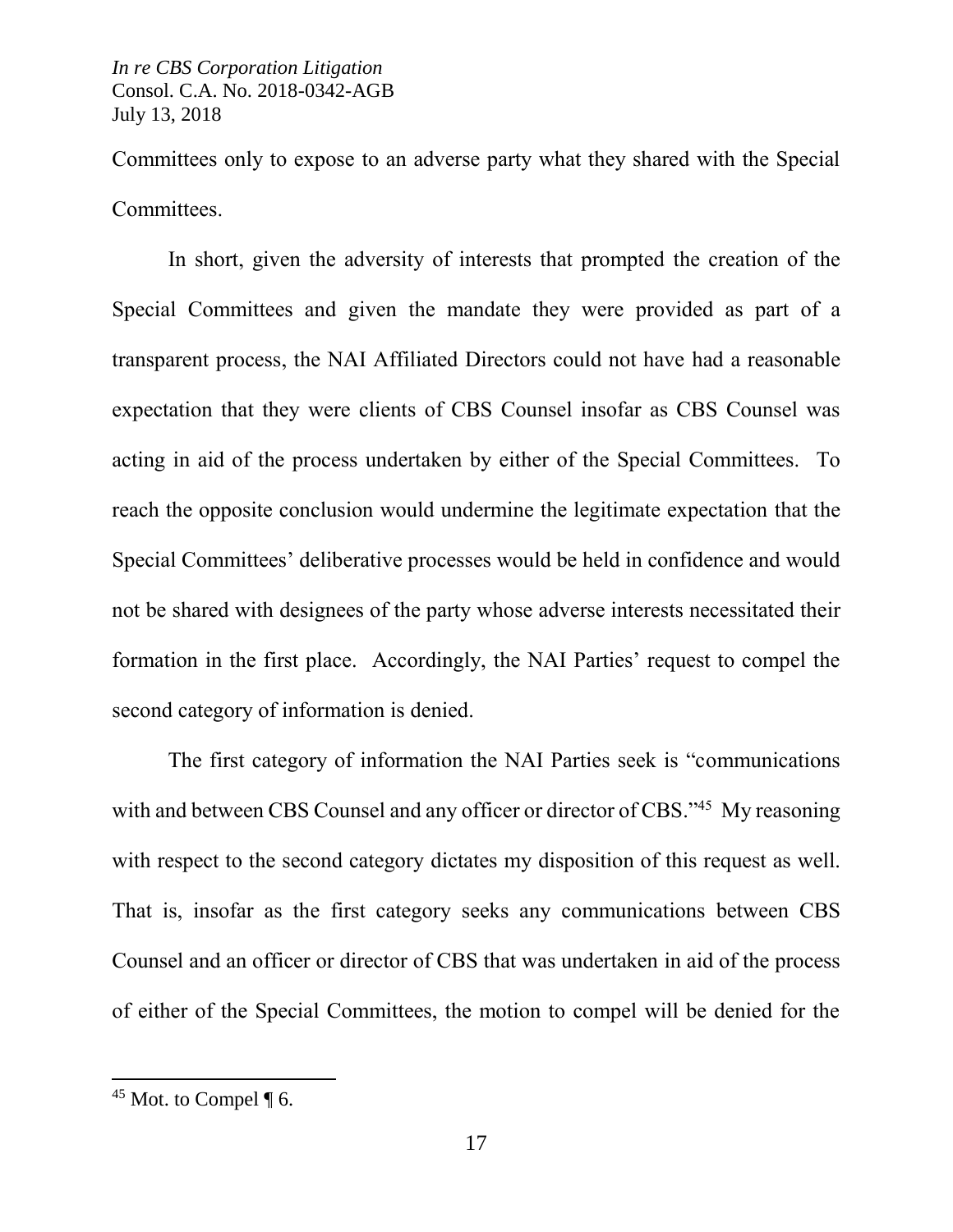Committees only to expose to an adverse party what they shared with the Special Committees.

In short, given the adversity of interests that prompted the creation of the Special Committees and given the mandate they were provided as part of a transparent process, the NAI Affiliated Directors could not have had a reasonable expectation that they were clients of CBS Counsel insofar as CBS Counsel was acting in aid of the process undertaken by either of the Special Committees. To reach the opposite conclusion would undermine the legitimate expectation that the Special Committees' deliberative processes would be held in confidence and would not be shared with designees of the party whose adverse interests necessitated their formation in the first place. Accordingly, the NAI Parties' request to compel the second category of information is denied.

The first category of information the NAI Parties seek is "communications with and between CBS Counsel and any officer or director of CBS."[45] My reasoning with respect to the second category dictates my disposition of this request as well. That is, insofar as the first category seeks any communications between CBS Counsel and an officer or director of CBS that was undertaken in aid of the process of either of the Special Committees, the motion to compel will be denied for the

---

[45] Mot. to Compel ¶ 6.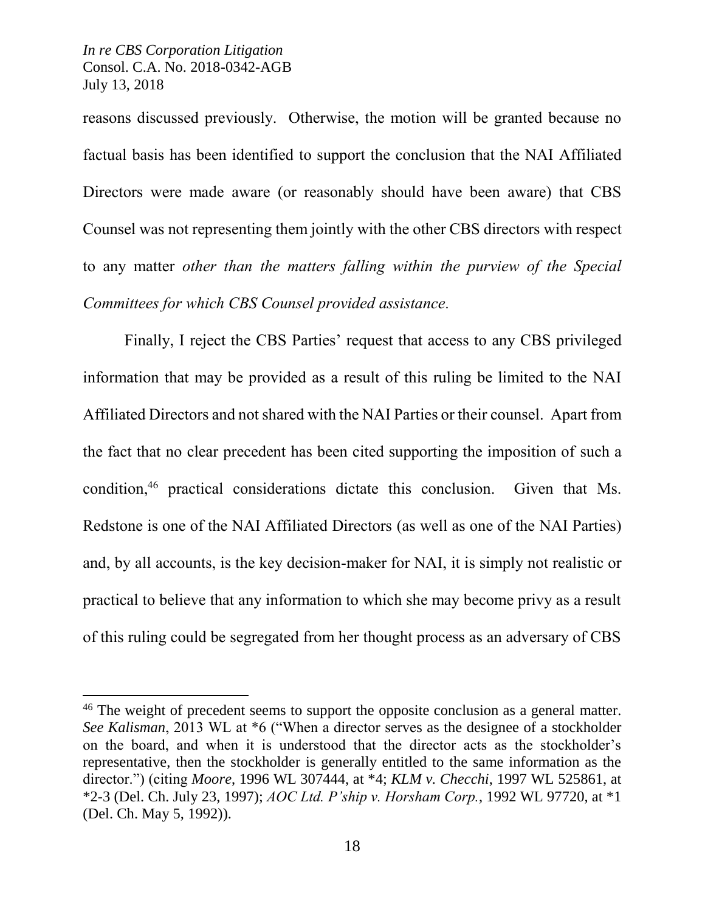reasons discussed previously. Otherwise, the motion will be granted because no factual basis has been identified to support the conclusion that the NAI Affiliated Directors were made aware (or reasonably should have been aware) that CBS Counsel was not representing them jointly with the other CBS directors with respect to any matter *other than the matters falling within the purview of the Special Committees for which CBS Counsel provided assistance*.

Finally, I reject the CBS Parties' request that access to any CBS privileged information that may be provided as a result of this ruling be limited to the NAI Affiliated Directors and not shared with the NAI Parties or their counsel. Apart from the fact that no clear precedent has been cited supporting the imposition of such a condition,[46] practical considerations dictate this conclusion. Given that Ms. Redstone is one of the NAI Affiliated Directors (as well as one of the NAI Parties) and, by all accounts, is the key decision-maker for NAI, it is simply not realistic or practical to believe that any information to which she may become privy as a result of this ruling could be segregated from her thought process as an adversary of CBS

---

[46] The weight of precedent seems to support the opposite conclusion as a general matter. *See Kalisman*, 2013 WL at *6 ("When a director serves as the designee of a stockholder on the board, and when it is understood that the director acts as the stockholder's representative, then the stockholder is generally entitled to the same information as the director.") (citing *Moore*, 1996 WL 307444, at *4; *KLM v. Checchi*, 1997 WL 525861, at *2-3 (Del. Ch. July 23, 1997); *AOC Ltd. P'ship v. Horsham Corp.*, 1992 WL 97720, at *1 (Del. Ch. May 5, 1992)).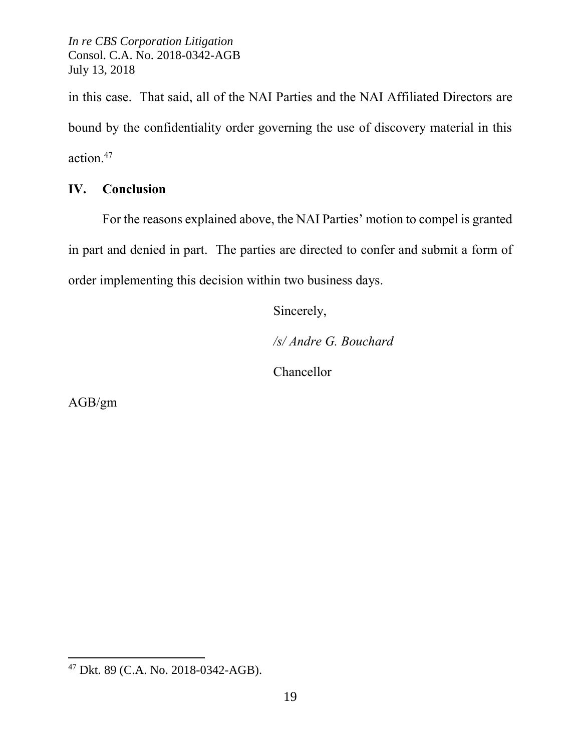in this case. That said, all of the NAI Parties and the NAI Affiliated Directors are bound by the confidentiality order governing the use of discovery material in this action.[47]

## IV. Conclusion

For the reasons explained above, the NAI Parties' motion to compel is granted in part and denied in part. The parties are directed to confer and submit a form of order implementing this decision within two business days.

Sincerely,

*/s/ Andre G. Bouchard*

Chancellor

AGB/gm

---

[47] Dkt. 89 (C.A. No. 2018-0342-AGB).